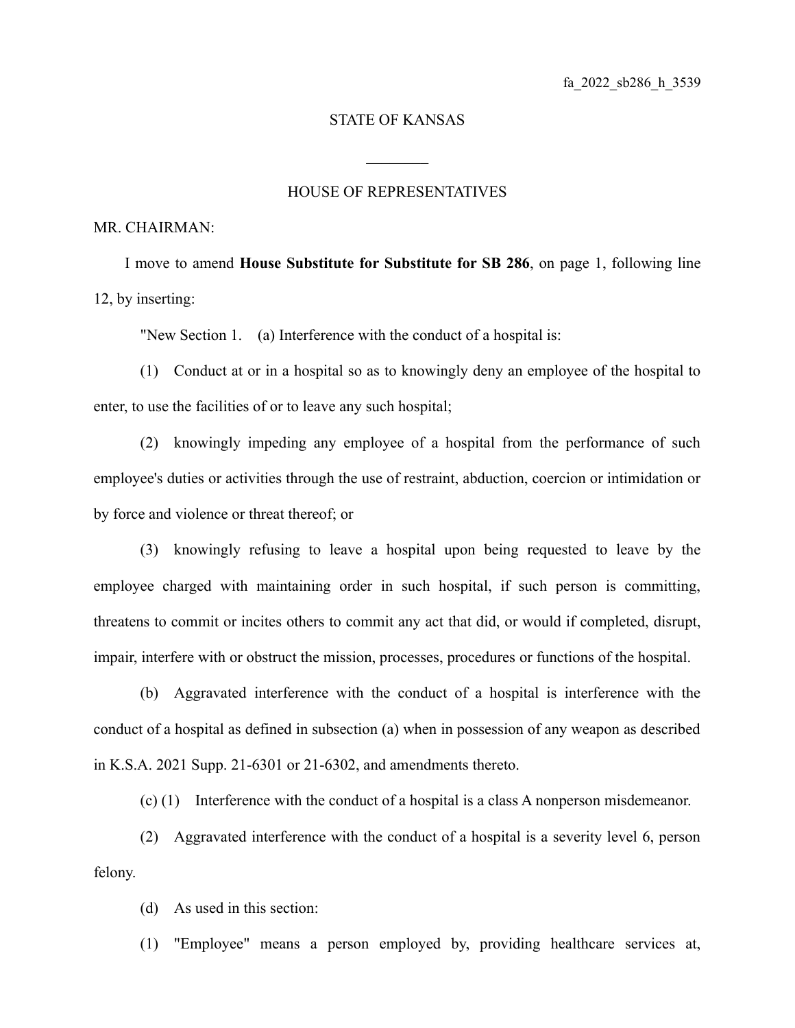fa_2022_sb286_h_3539

STATE OF KANSAS

________

HOUSE OF REPRESENTATIVES

MR. CHAIRMAN:

I move to amend **House Substitute for Substitute for SB 286**, on page 1, following line 12, by inserting:

"New Section 1. (a) Interference with the conduct of a hospital is:

(1) Conduct at or in a hospital so as to knowingly deny an employee of the hospital to enter, to use the facilities of or to leave any such hospital;

(2) knowingly impeding any employee of a hospital from the performance of such employee's duties or activities through the use of restraint, abduction, coercion or intimidation or by force and violence or threat thereof; or

(3) knowingly refusing to leave a hospital upon being requested to leave by the employee charged with maintaining order in such hospital, if such person is committing, threatens to commit or incites others to commit any act that did, or would if completed, disrupt, impair, interfere with or obstruct the mission, processes, procedures or functions of the hospital.

(b) Aggravated interference with the conduct of a hospital is interference with the conduct of a hospital as defined in subsection (a) when in possession of any weapon as described in K.S.A. 2021 Supp. 21-6301 or 21-6302, and amendments thereto.

(c) (1) Interference with the conduct of a hospital is a class A nonperson misdemeanor.

(2) Aggravated interference with the conduct of a hospital is a severity level 6, person felony.

(d) As used in this section:

(1) "Employee" means a person employed by, providing healthcare services at,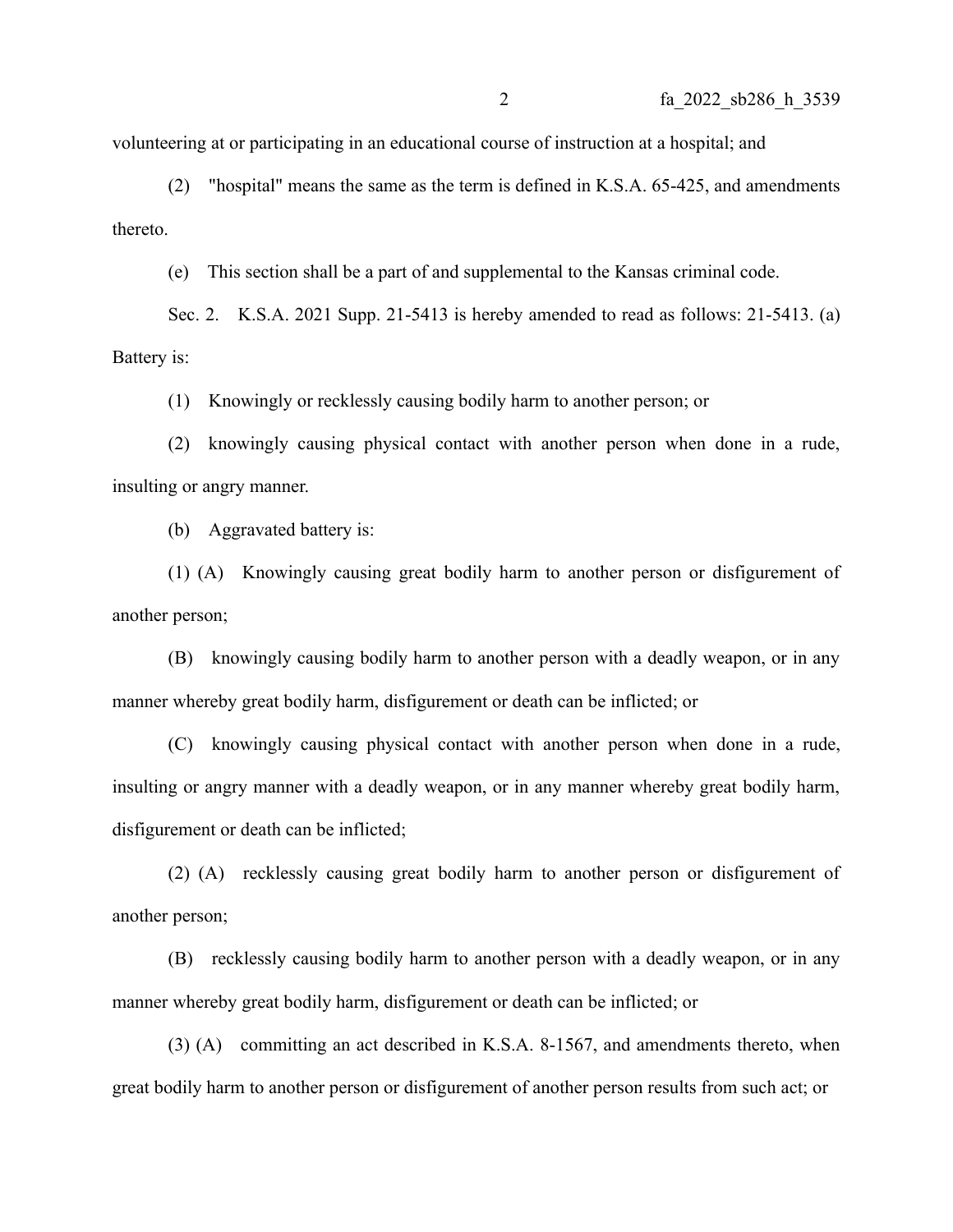volunteering at or participating in an educational course of instruction at a hospital; and

(2) "hospital" means the same as the term is defined in K.S.A. 65-425, and amendments thereto.

(e) This section shall be a part of and supplemental to the Kansas criminal code.

Sec. 2. K.S.A. 2021 Supp. 21-5413 is hereby amended to read as follows: 21-5413. (a) Battery is:

(1) Knowingly or recklessly causing bodily harm to another person; or

(2) knowingly causing physical contact with another person when done in a rude, insulting or angry manner.

(b) Aggravated battery is:

(1) (A) Knowingly causing great bodily harm to another person or disfigurement of another person;

(B) knowingly causing bodily harm to another person with a deadly weapon, or in any manner whereby great bodily harm, disfigurement or death can be inflicted; or

(C) knowingly causing physical contact with another person when done in a rude, insulting or angry manner with a deadly weapon, or in any manner whereby great bodily harm, disfigurement or death can be inflicted;

(2) (A) recklessly causing great bodily harm to another person or disfigurement of another person;

(B) recklessly causing bodily harm to another person with a deadly weapon, or in any manner whereby great bodily harm, disfigurement or death can be inflicted; or

(3) (A) committing an act described in K.S.A. 8-1567, and amendments thereto, when great bodily harm to another person or disfigurement of another person results from such act; or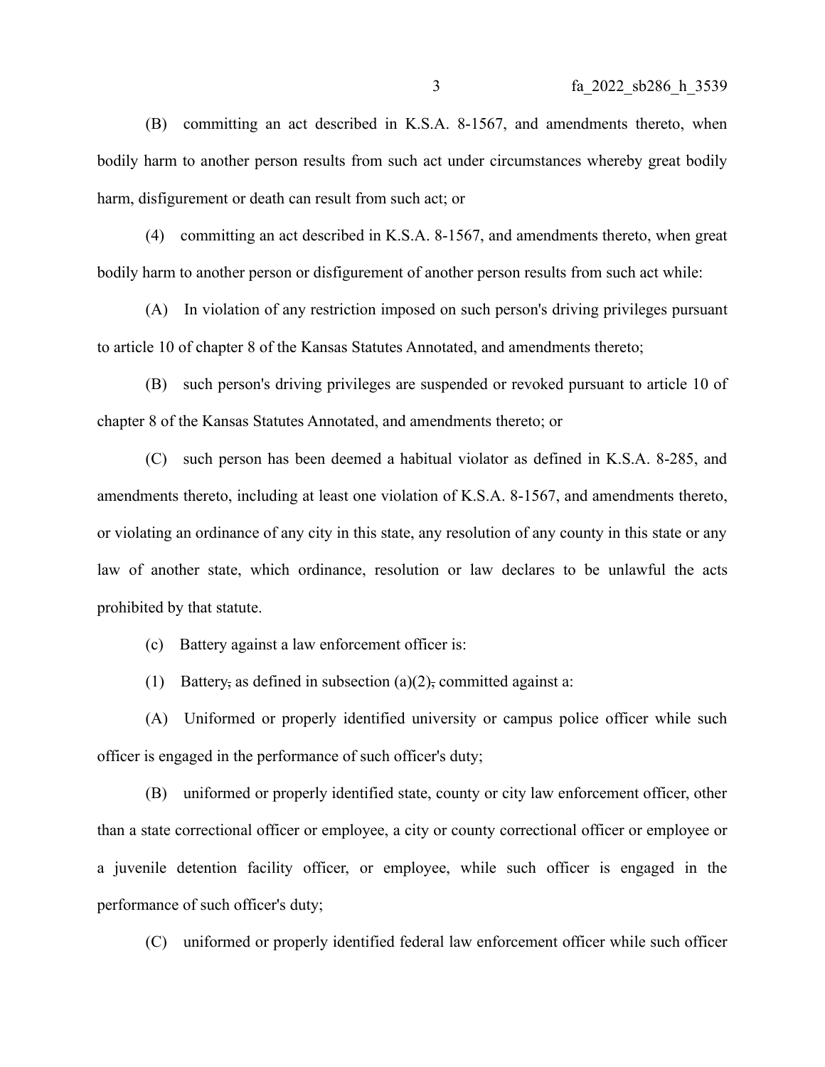(B) committing an act described in K.S.A. 8-1567, and amendments thereto, when bodily harm to another person results from such act under circumstances whereby great bodily harm, disfigurement or death can result from such act; or

(4) committing an act described in K.S.A. 8-1567, and amendments thereto, when great bodily harm to another person or disfigurement of another person results from such act while:

(A) In violation of any restriction imposed on such person's driving privileges pursuant to article 10 of chapter 8 of the Kansas Statutes Annotated, and amendments thereto;

(B) such person's driving privileges are suspended or revoked pursuant to article 10 of chapter 8 of the Kansas Statutes Annotated, and amendments thereto; or

(C) such person has been deemed a habitual violator as defined in K.S.A. 8-285, and amendments thereto, including at least one violation of K.S.A. 8-1567, and amendments thereto, or violating an ordinance of any city in this state, any resolution of any county in this state or any law of another state, which ordinance, resolution or law declares to be unlawful the acts prohibited by that statute.

(c) Battery against a law enforcement officer is:

(1) Battery~~,~~ as defined in subsection (a)(2)~~,~~ committed against a:

(A) Uniformed or properly identified university or campus police officer while such officer is engaged in the performance of such officer's duty;

(B) uniformed or properly identified state, county or city law enforcement officer, other than a state correctional officer or employee, a city or county correctional officer or employee or a juvenile detention facility officer, or employee, while such officer is engaged in the performance of such officer's duty;

(C) uniformed or properly identified federal law enforcement officer while such officer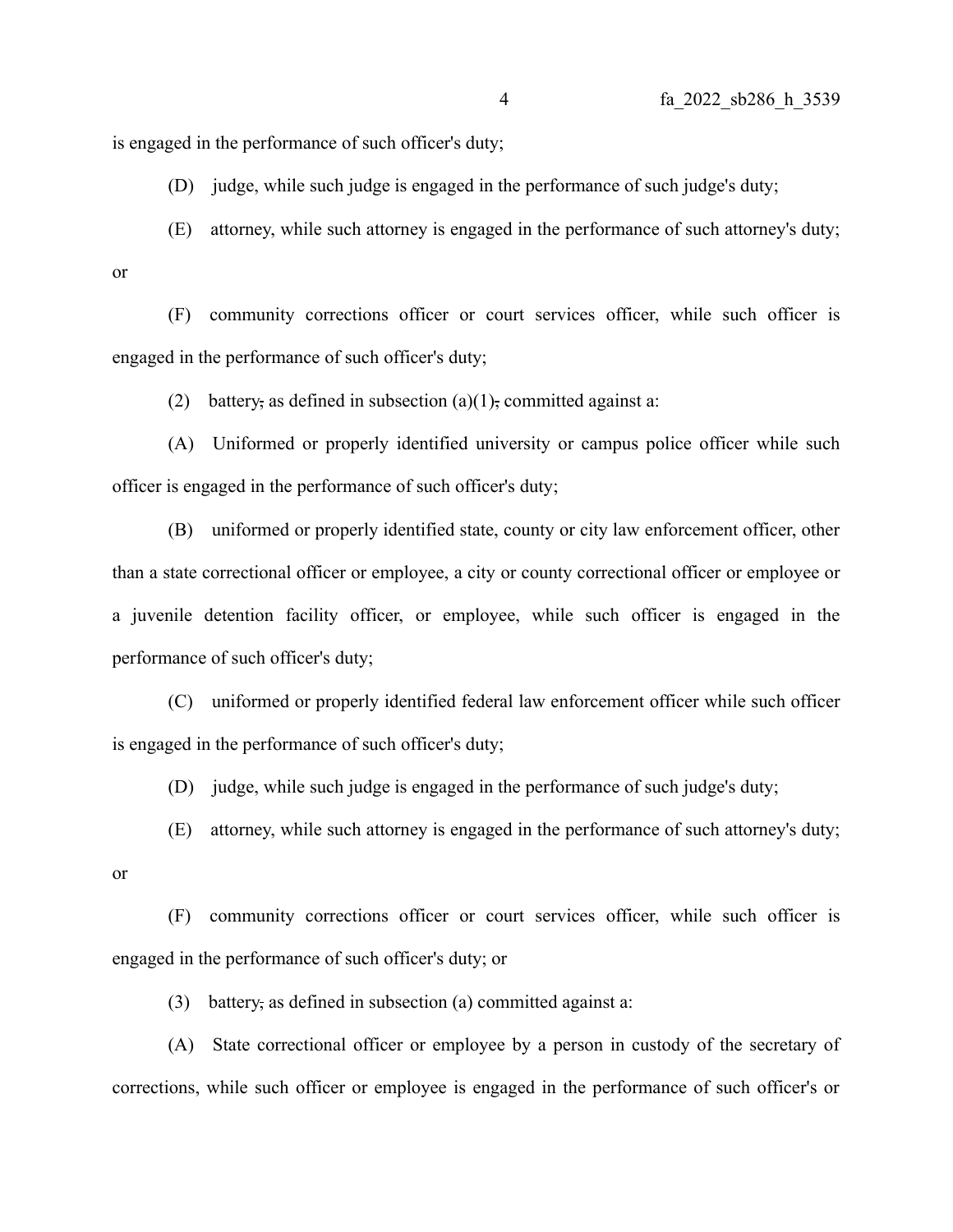is engaged in the performance of such officer's duty;

(D) judge, while such judge is engaged in the performance of such judge's duty;

(E) attorney, while such attorney is engaged in the performance of such attorney's duty; or

(F) community corrections officer or court services officer, while such officer is engaged in the performance of such officer's duty;

(2) battery, as defined in subsection (a)(1), committed against a:

(A) Uniformed or properly identified university or campus police officer while such officer is engaged in the performance of such officer's duty;

(B) uniformed or properly identified state, county or city law enforcement officer, other than a state correctional officer or employee, a city or county correctional officer or employee or a juvenile detention facility officer, or employee, while such officer is engaged in the performance of such officer's duty;

(C) uniformed or properly identified federal law enforcement officer while such officer is engaged in the performance of such officer's duty;

(D) judge, while such judge is engaged in the performance of such judge's duty;

(E) attorney, while such attorney is engaged in the performance of such attorney's duty; or

(F) community corrections officer or court services officer, while such officer is engaged in the performance of such officer's duty; or

(3) battery, as defined in subsection (a) committed against a:

(A) State correctional officer or employee by a person in custody of the secretary of corrections, while such officer or employee is engaged in the performance of such officer's or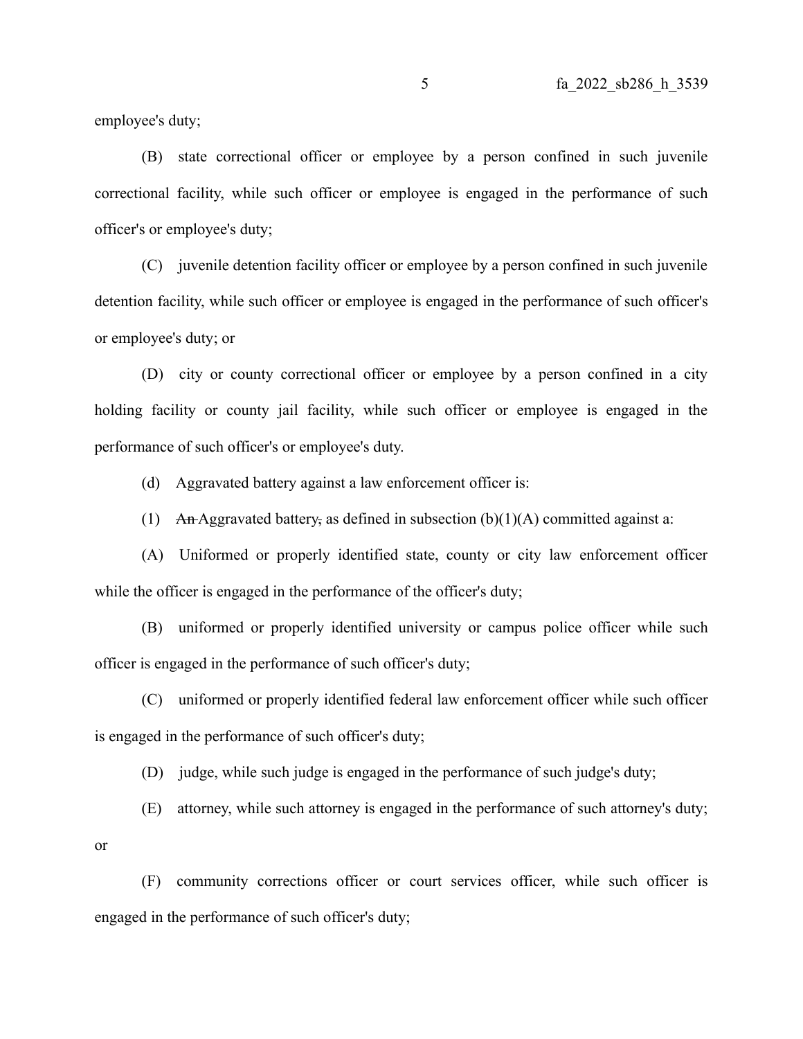employee's duty;

(B) state correctional officer or employee by a person confined in such juvenile correctional facility, while such officer or employee is engaged in the performance of such officer's or employee's duty;

(C) juvenile detention facility officer or employee by a person confined in such juvenile detention facility, while such officer or employee is engaged in the performance of such officer's or employee's duty; or

(D) city or county correctional officer or employee by a person confined in a city holding facility or county jail facility, while such officer or employee is engaged in the performance of such officer's or employee's duty.

(d) Aggravated battery against a law enforcement officer is:

(1) ~~An~~ Aggravated battery~~,~~ as defined in subsection (b)(1)(A) committed against a:

(A) Uniformed or properly identified state, county or city law enforcement officer while the officer is engaged in the performance of the officer's duty;

(B) uniformed or properly identified university or campus police officer while such officer is engaged in the performance of such officer's duty;

(C) uniformed or properly identified federal law enforcement officer while such officer is engaged in the performance of such officer's duty;

(D) judge, while such judge is engaged in the performance of such judge's duty;

(E) attorney, while such attorney is engaged in the performance of such attorney's duty; or

(F) community corrections officer or court services officer, while such officer is engaged in the performance of such officer's duty;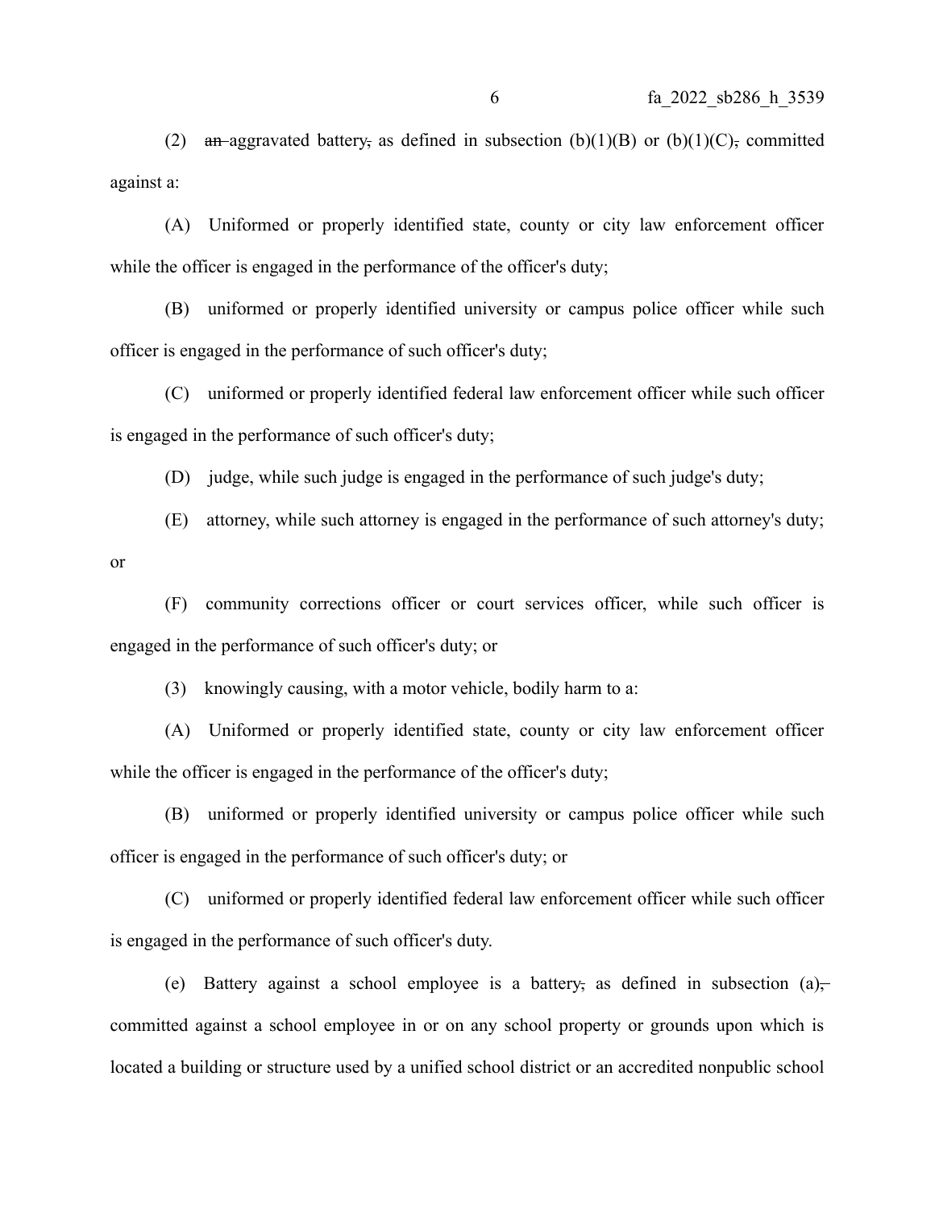(2) ~~an~~ aggravated battery~~,~~ as defined in subsection (b)(1)(B) or (b)(1)(C)~~,~~ committed against a:

(A) Uniformed or properly identified state, county or city law enforcement officer while the officer is engaged in the performance of the officer's duty;

(B) uniformed or properly identified university or campus police officer while such officer is engaged in the performance of such officer's duty;

(C) uniformed or properly identified federal law enforcement officer while such officer is engaged in the performance of such officer's duty;

(D) judge, while such judge is engaged in the performance of such judge's duty;

(E) attorney, while such attorney is engaged in the performance of such attorney's duty; or

(F) community corrections officer or court services officer, while such officer is engaged in the performance of such officer's duty; or

(3) knowingly causing, with a motor vehicle, bodily harm to a:

(A) Uniformed or properly identified state, county or city law enforcement officer while the officer is engaged in the performance of the officer's duty;

(B) uniformed or properly identified university or campus police officer while such officer is engaged in the performance of such officer's duty; or

(C) uniformed or properly identified federal law enforcement officer while such officer is engaged in the performance of such officer's duty.

(e) Battery against a school employee is a battery~~,~~ as defined in subsection (a)~~,~~ committed against a school employee in or on any school property or grounds upon which is located a building or structure used by a unified school district or an accredited nonpublic school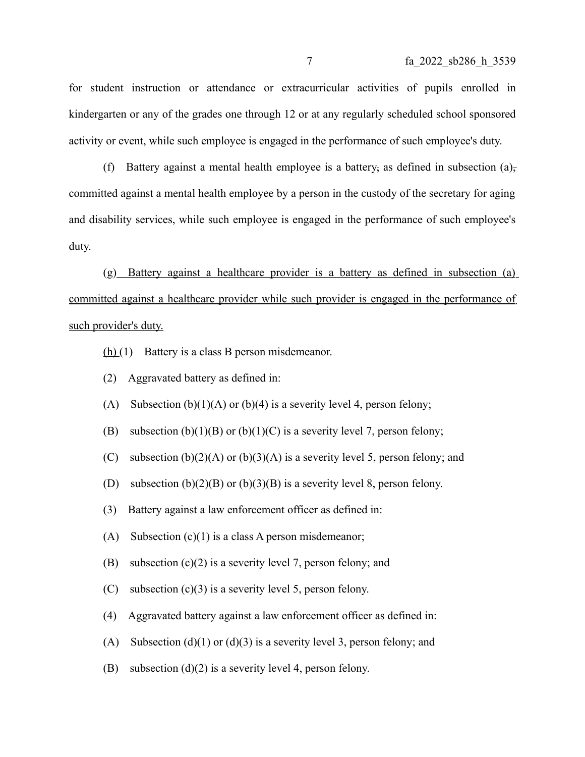for student instruction or attendance or extracurricular activities of pupils enrolled in kindergarten or any of the grades one through 12 or at any regularly scheduled school sponsored activity or event, while such employee is engaged in the performance of such employee's duty.

(f) Battery against a mental health employee is a battery~~,~~ as defined in subsection (a)~~,~~ committed against a mental health employee by a person in the custody of the secretary for aging and disability services, while such employee is engaged in the performance of such employee's duty.

<u>(g) Battery against a healthcare provider is a battery as defined in subsection (a) committed against a healthcare provider while such provider is engaged in the performance of such provider's duty.</u>

<u>(h)</u> (1) Battery is a class B person misdemeanor.

(2) Aggravated battery as defined in:

(A) Subsection (b)(1)(A) or (b)(4) is a severity level 4, person felony;

(B) subsection (b)(1)(B) or (b)(1)(C) is a severity level 7, person felony;

(C) subsection (b)(2)(A) or (b)(3)(A) is a severity level 5, person felony; and

(D) subsection (b)(2)(B) or (b)(3)(B) is a severity level 8, person felony.

(3) Battery against a law enforcement officer as defined in:

(A) Subsection (c)(1) is a class A person misdemeanor;

(B) subsection (c)(2) is a severity level 7, person felony; and

(C) subsection (c)(3) is a severity level 5, person felony.

(4) Aggravated battery against a law enforcement officer as defined in:

(A) Subsection (d)(1) or (d)(3) is a severity level 3, person felony; and

(B) subsection (d)(2) is a severity level 4, person felony.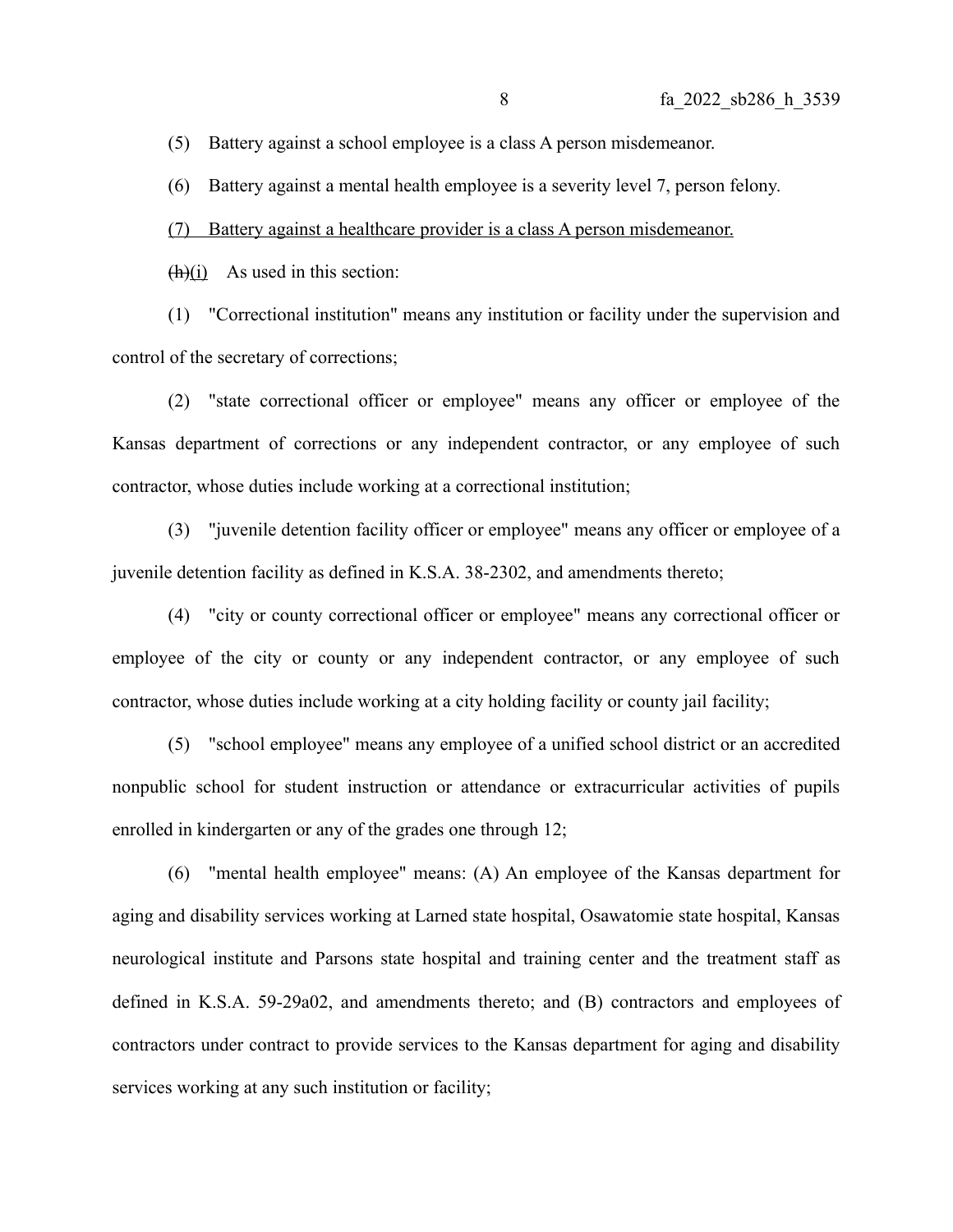(5) Battery against a school employee is a class A person misdemeanor.

(6) Battery against a mental health employee is a severity level 7, person felony.

<u>(7) Battery against a healthcare provider is a class A person misdemeanor.</u>

~~(h)~~<u>(i)</u> As used in this section:

(1) "Correctional institution" means any institution or facility under the supervision and control of the secretary of corrections;

(2) "state correctional officer or employee" means any officer or employee of the Kansas department of corrections or any independent contractor, or any employee of such contractor, whose duties include working at a correctional institution;

(3) "juvenile detention facility officer or employee" means any officer or employee of a juvenile detention facility as defined in K.S.A. 38-2302, and amendments thereto;

(4) "city or county correctional officer or employee" means any correctional officer or employee of the city or county or any independent contractor, or any employee of such contractor, whose duties include working at a city holding facility or county jail facility;

(5) "school employee" means any employee of a unified school district or an accredited nonpublic school for student instruction or attendance or extracurricular activities of pupils enrolled in kindergarten or any of the grades one through 12;

(6) "mental health employee" means: (A) An employee of the Kansas department for aging and disability services working at Larned state hospital, Osawatomie state hospital, Kansas neurological institute and Parsons state hospital and training center and the treatment staff as defined in K.S.A. 59-29a02, and amendments thereto; and (B) contractors and employees of contractors under contract to provide services to the Kansas department for aging and disability services working at any such institution or facility;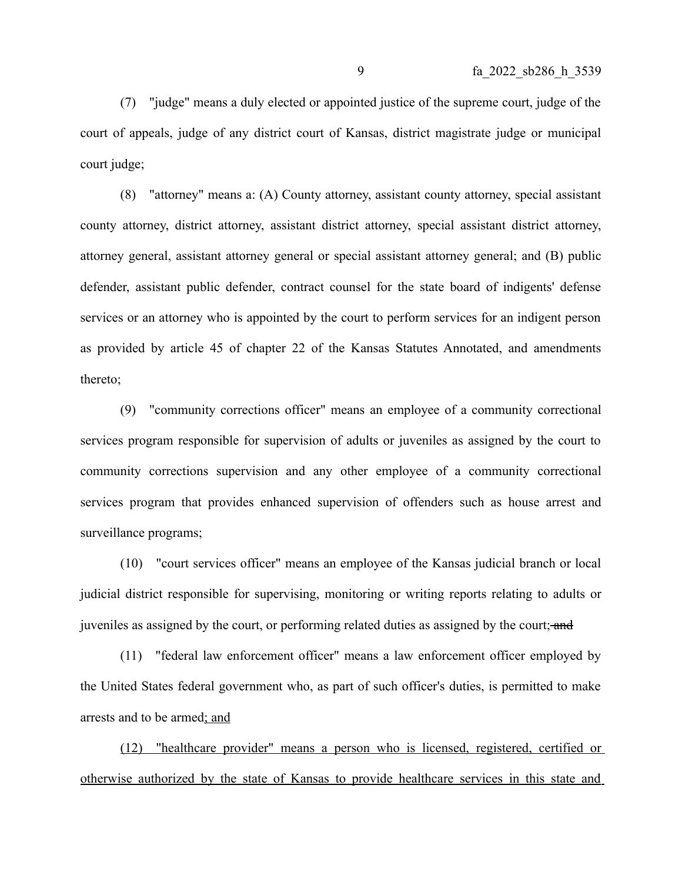(7) "judge" means a duly elected or appointed justice of the supreme court, judge of the court of appeals, judge of any district court of Kansas, district magistrate judge or municipal court judge;

(8) "attorney" means a: (A) County attorney, assistant county attorney, special assistant county attorney, district attorney, assistant district attorney, special assistant district attorney, attorney general, assistant attorney general or special assistant attorney general; and (B) public defender, assistant public defender, contract counsel for the state board of indigents' defense services or an attorney who is appointed by the court to perform services for an indigent person as provided by article 45 of chapter 22 of the Kansas Statutes Annotated, and amendments thereto;

(9) "community corrections officer" means an employee of a community correctional services program responsible for supervision of adults or juveniles as assigned by the court to community corrections supervision and any other employee of a community correctional services program that provides enhanced supervision of offenders such as house arrest and surveillance programs;

(10) "court services officer" means an employee of the Kansas judicial branch or local judicial district responsible for supervising, monitoring or writing reports relating to adults or juveniles as assigned by the court, or performing related duties as assigned by the court; ~~and~~

(11) "federal law enforcement officer" means a law enforcement officer employed by the United States federal government who, as part of such officer's duties, is permitted to make arrests and to be armed<u>; and</u>

<u>(12) "healthcare provider" means a person who is licensed, registered, certified or otherwise authorized by the state of Kansas to provide healthcare services in this state and</u>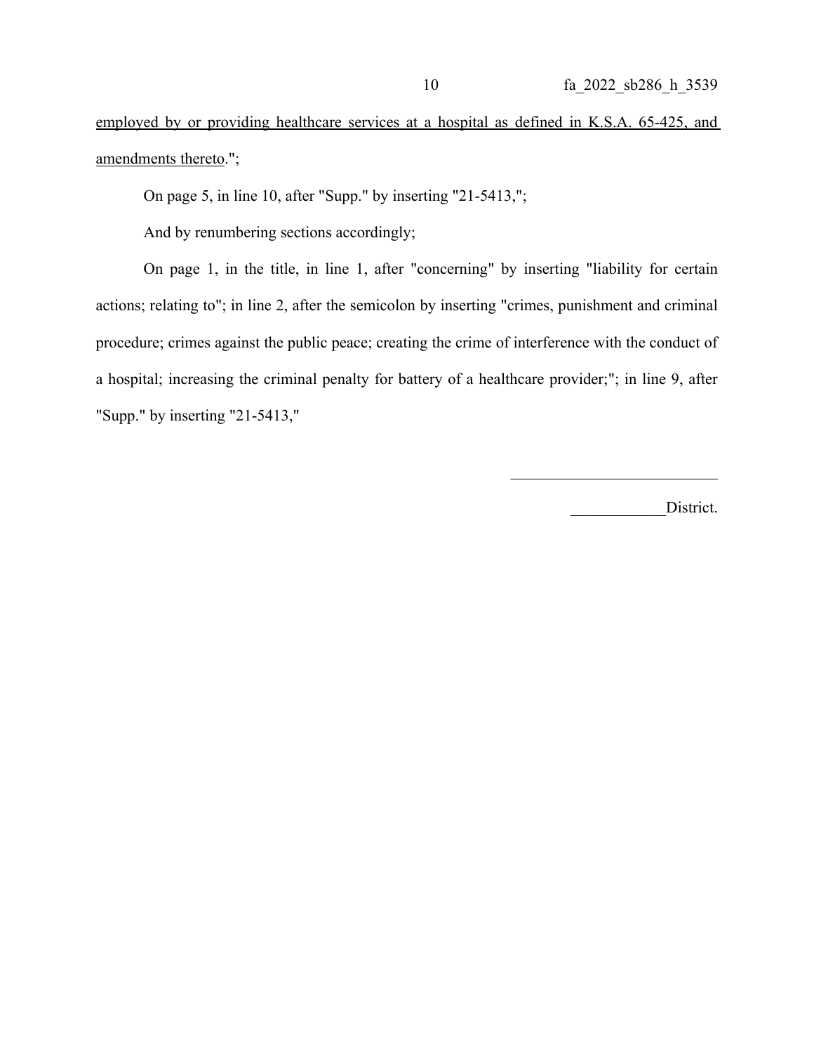employed by or providing healthcare services at a hospital as defined in K.S.A. 65-425, and amendments thereto.";

On page 5, in line 10, after "Supp." by inserting "21-5413,";

And by renumbering sections accordingly;

On page 1, in the title, in line 1, after "concerning" by inserting "liability for certain actions; relating to"; in line 2, after the semicolon by inserting "crimes, punishment and criminal procedure; crimes against the public peace; creating the crime of interference with the conduct of a hospital; increasing the criminal penalty for battery of a healthcare provider;"; in line 9, after "Supp." by inserting "21-5413,"

___________________________

____________District.